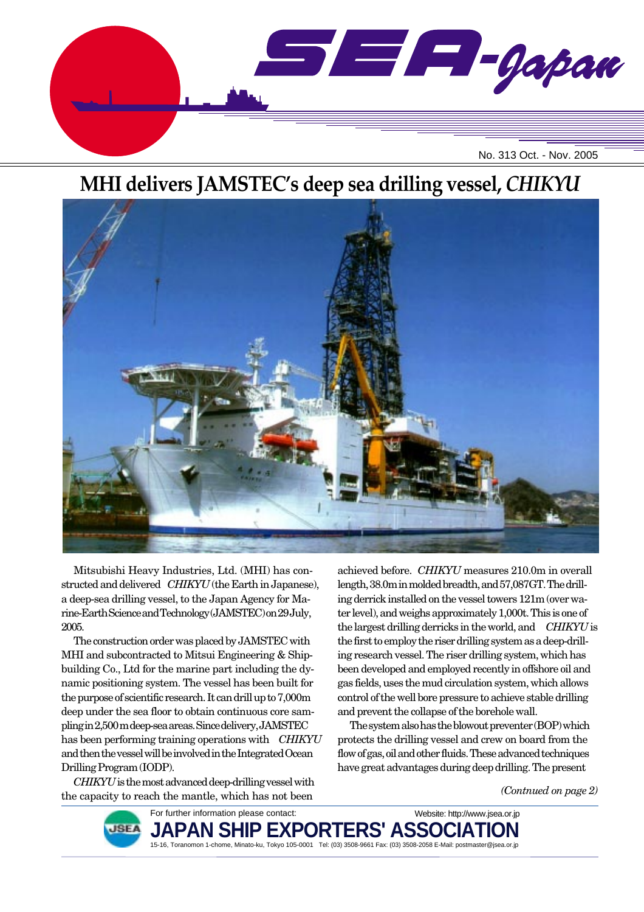# SEA-Japan

No. 313 Oct. - Nov. 2005

## MHI delivers JAMSTEC's deep sea drilling vessel, *CHIKYU*

Mitsubishi Heavy Industries, Ltd. (MHI) has constructed and delivered *CHIKYU* (the Earth in Japanese), a deep-sea drilling vessel, to the Japan Agency for Marine-Earth Science and Technology (JAMSTEC) on 29 July, 2005.

The construction order was placed by JAMSTEC with MHI and subcontracted to Mitsui Engineering & Shipbuilding Co., Ltd for the marine part including the dynamic positioning system. The vessel has been built for the purpose of scientific research. It can drill up to 7,000m deep under the sea floor to obtain continuous core sampling in 2,500 m deep-sea areas. Since delivery, JAMSTEC has been performing training operations with *CHIKYU* and then the vessel will be involved in the Integrated Ocean Drilling Program (IODP).

*CHIKYU* is the most advanced deep-drilling vessel with the capacity to reach the mantle, which has not been achieved before. *CHIKYU* measures 210.0m in overall length, 38.0m in molded breadth, and 57,087GT. The drilling derrick installed on the vessel towers 121m (over water level), and weighs approximately 1,000t. This is one of the largest drilling derricks in the world, and *CHIKYU* is the first to employ the riser drilling system as a deep-drilling research vessel. The riser drilling system, which has been developed and employed recently in offshore oil and gas fields, uses the mud circulation system, which allows control of the well bore pressure to achieve stable drilling and prevent the collapse of the borehole wall.

The system also has the blowout preventer (BOP) which protects the drilling vessel and crew on board from the flow of gas, oil and other fluids. These advanced techniques have great advantages during deep drilling. The present

*(Contnued on page 2)*

For further information please contact:

**JAPAN SHIP EXPORTERS' ASSOCIATION**

Website: http://www.jsea.or.jp

15-16, Toranomon 1-chome, Minato-ku, Tokyo 105-0001 Tel: (03) 3508-9661 Fax: (03) 3508-2058 E-Mail: postmaster@jsea.or.jp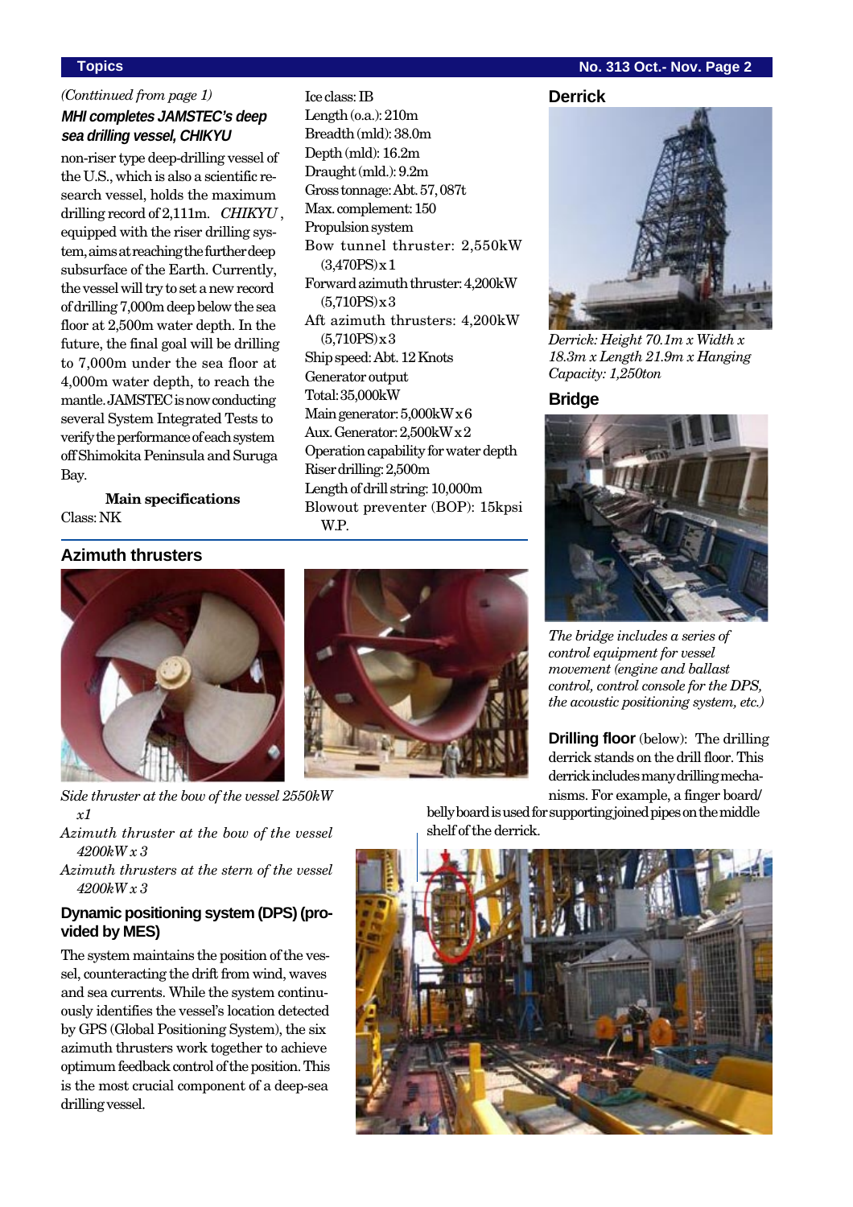*(Conttinued from page 1)*

### *MHI completes JAMSTEC's deep sea drilling vessel, CHIKYU*

non-riser type deep-drilling vessel of the U.S., which is also a scientific research vessel, holds the maximum drilling record of 2,111m. *CHIKYU*, equipped with the riser drilling system, aims at reaching the further deep subsurface of the Earth. Currently, the vessel will try to set a new record of drilling 7,000m deep below the sea floor at 2,500m water depth. In the future, the final goal will be drilling to 7,000m under the sea floor at 4,000m water depth, to reach the mantle. JAMSTEC is now conducting several System Integrated Tests to verify the performance of each system off Shimokita Peninsula and Suruga Bay.

**Main specifications**

Class: NK
Ice class: IB
Length (o.a.): 210m
Breadth (mld): 38.0m
Depth (mld): 16.2m
Draught (mld.): 9.2m
Gross tonnage: Abt. 57, 087t
Max. complement: 150
Propulsion system
Bow tunnel thruster: 2,550kW (3,470PS) x 1
Forward azimuth thruster: 4,200kW (5,710PS) x 3
Aft azimuth thrusters: 4,200kW (5,710PS) x 3
Ship speed: Abt. 12 Knots
Generator output
Total: 35,000kW
Main generator: 5,000kW x 6
Aux. Generator: 2,500kW x 2
Operation capability for water depth
Riser drilling: 2,500m
Length of drill string: 10,000m
Blowout preventer (BOP): 15kpsi W.P.

### Azimuth thrusters

*Side thruster at the bow of the vessel 2550kW x1*

*Azimuth thruster at the bow of the vessel 4200kW x 3*

*Azimuth thrusters at the stern of the vessel 4200kW x 3*

### Dynamic positioning system (DPS) (provided by MES)

The system maintains the position of the vessel, counteracting the drift from wind, waves and sea currents. While the system continuously identifies the vessel's location detected by GPS (Global Positioning System), the six azimuth thrusters work together to achieve optimum feedback control of the position. This is the most crucial component of a deep-sea drilling vessel.

### Derrick

*Derrick: Height 70.1m x Width x 18.3m x Length 21.9m x Hanging Capacity: 1,250ton*

### Bridge

*The bridge includes a series of control equipment for vessel movement (engine and ballast control, control console for the DPS, the acoustic positioning system, etc.)*

**Drilling floor** (below): The drilling derrick stands on the drill floor. This derrick includes many drilling mechanisms. For example, a finger board/belly board is used for supporting joined pipes on the middle shelf of the derrick.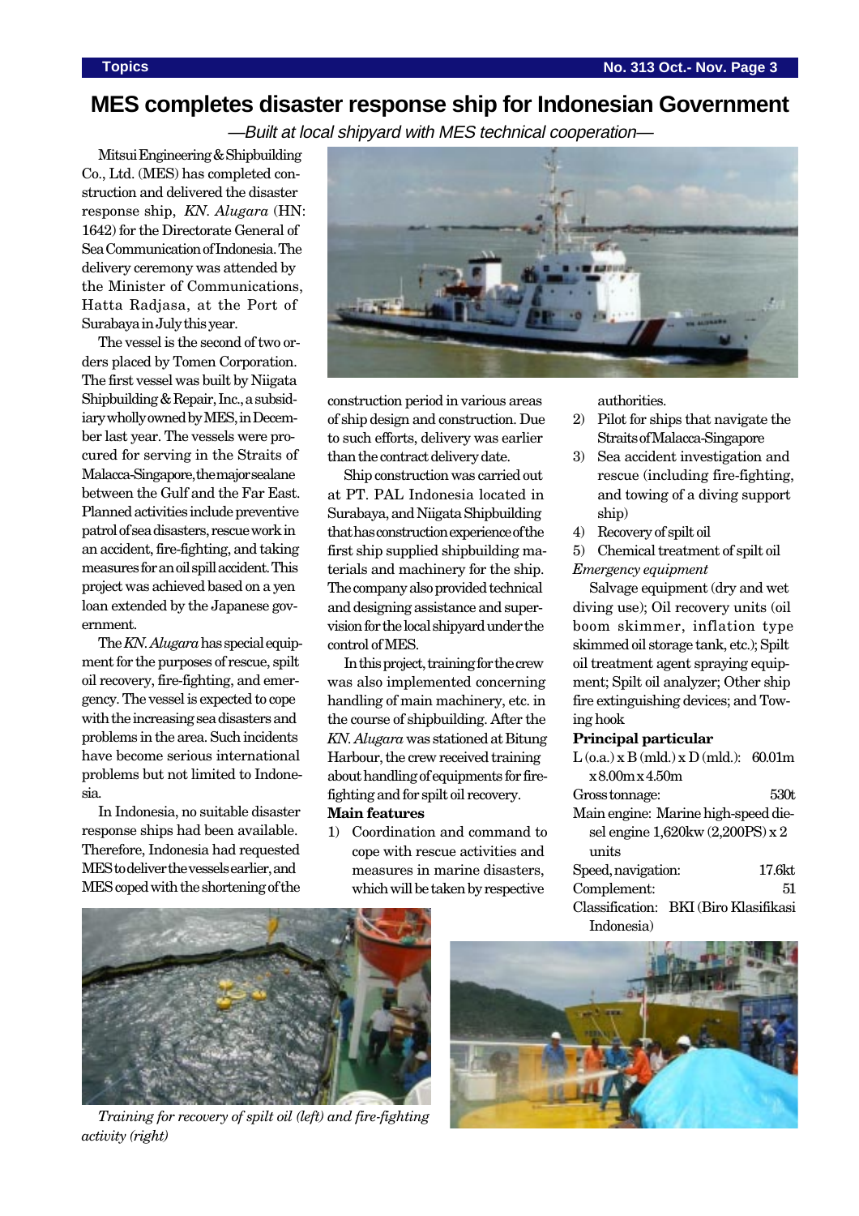# MES completes disaster response ship for Indonesian Government

*—Built at local shipyard with MES technical cooperation—*

Mitsui Engineering & Shipbuilding Co., Ltd. (MES) has completed construction and delivered the disaster response ship, *KN. Alugara* (HN: 1642) for the Directorate General of Sea Communication of Indonesia. The delivery ceremony was attended by the Minister of Communications, Hatta Radjasa, at the Port of Surabaya in July this year.

The vessel is the second of two orders placed by Tomen Corporation. The first vessel was built by Niigata Shipbuilding & Repair, Inc., a subsidiary wholly owned by MES, in December last year. The vessels were procured for serving in the Straits of Malacca-Singapore, the major sealane between the Gulf and the Far East. Planned activities include preventive patrol of sea disasters, rescue work in an accident, fire-fighting, and taking measures for an oil spill accident. This project was achieved based on a yen loan extended by the Japanese government.

The *KN. Alugara* has special equipment for the purposes of rescue, spilt oil recovery, fire-fighting, and emergency. The vessel is expected to cope with the increasing sea disasters and problems in the area. Such incidents have become serious international problems but not limited to Indonesia.

In Indonesia, no suitable disaster response ships had been available. Therefore, Indonesia had requested MES to deliver the vessels earlier, and MES coped with the shortening of the construction period in various areas of ship design and construction. Due to such efforts, delivery was earlier than the contract delivery date.

Ship construction was carried out at PT. PAL Indonesia located in Surabaya, and Niigata Shipbuilding that has construction experience of the first ship supplied shipbuilding materials and machinery for the ship. The company also provided technical and designing assistance and supervision for the local shipyard under the control of MES.

In this project, training for the crew was also implemented concerning handling of main machinery, etc. in the course of shipbuilding. After the *KN. Alugara* was stationed at Bitung Harbour, the crew received training about handling of equipments for fire-fighting and for spilt oil recovery.

**Main features**

1) Coordination and command to cope with rescue activities and measures in marine disasters, which will be taken by respective authorities.
2) Pilot for ships that navigate the Straits of Malacca-Singapore
3) Sea accident investigation and rescue (including fire-fighting, and towing of a diving support ship)
4) Recovery of spilt oil
5) Chemical treatment of spilt oil

*Emergency equipment*

Salvage equipment (dry and wet diving use); Oil recovery units (oil boom skimmer, inflation type skimmed oil storage tank, etc.); Spilt oil treatment agent spraying equipment; Spilt oil analyzer; Other ship fire extinguishing devices; and Towing hook

**Principal particular**

L (o.a.) x B (mld.) x D (mld.): 60.01m x 8.00m x 4.50m
Gross tonnage: 530t
Main engine: Marine high-speed diesel engine 1,620kw (2,200PS) x 2 units
Speed, navigation: 17.6kt
Complement: 51
Classification: BKI (Biro Klasifikasi Indonesia)

*Training for recovery of spilt oil (left) and fire-fighting activity (right)*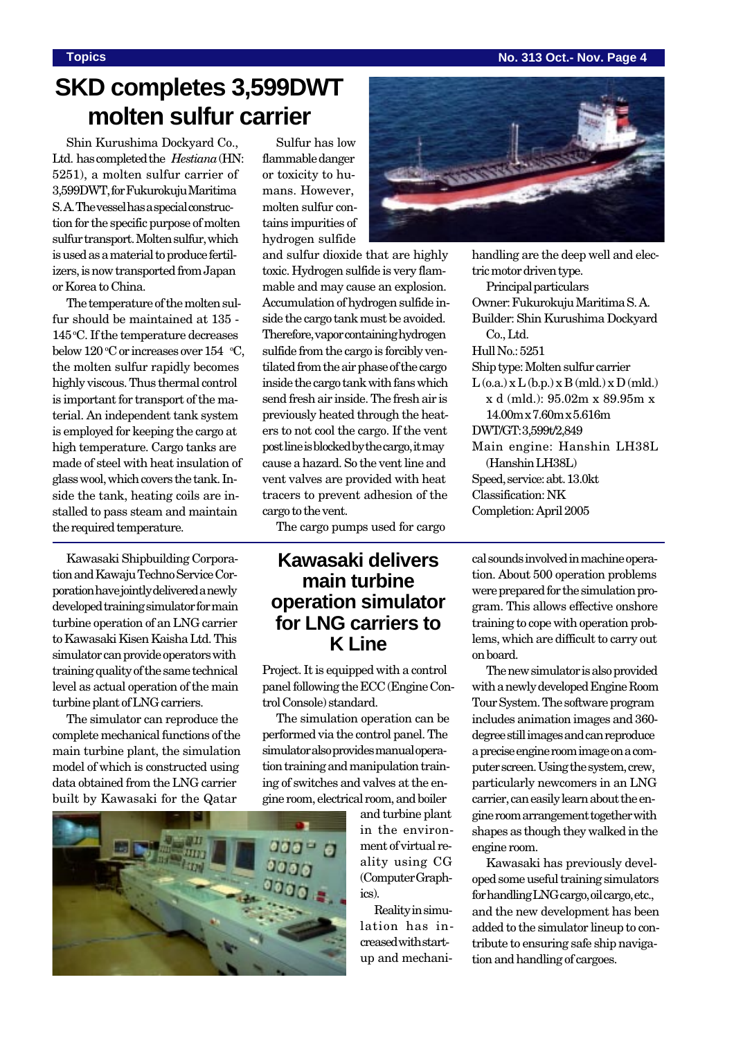# SKD completes 3,599DWT molten sulfur carrier

Shin Kurushima Dockyard Co., Ltd. has completed the *Hestiana* (HN: 5251), a molten sulfur carrier of 3,599DWT, for Fukurokuju Maritima S.A. The vessel has a special construction for the specific purpose of molten sulfur transport. Molten sulfur, which is used as a material to produce fertilizers, is now transported from Japan or Korea to China.

The temperature of the molten sulfur should be maintained at 135 - 145°C. If the temperature decreases below 120 °C or increases over 154 °C, the molten sulfur rapidly becomes highly viscous. Thus thermal control is important for transport of the material. An independent tank system is employed for keeping the cargo at high temperature. Cargo tanks are made of steel with heat insulation of glass wool, which covers the tank. Inside the tank, heating coils are installed to pass steam and maintain the required temperature.

Sulfur has low flammable danger or toxicity to humans. However, molten sulfur contains impurities of hydrogen sulfide and sulfur dioxide that are highly toxic. Hydrogen sulfide is very flammable and may cause an explosion. Accumulation of hydrogen sulfide inside the cargo tank must be avoided. Therefore, vapor containing hydrogen sulfide from the cargo is forcibly ventilated from the air phase of the cargo inside the cargo tank with fans which send fresh air inside. The fresh air is previously heated through the heaters to not cool the cargo. If the vent post line is blocked by the cargo, it may cause a hazard. So the vent line and vent valves are provided with heat tracers to prevent adhesion of the cargo to the vent.

The cargo pumps used for cargo handling are the deep well and electric motor driven type.

Principal particulars

Owner: Fukurokuju Maritima S. A.
Builder: Shin Kurushima Dockyard Co., Ltd.
Hull No.: 5251
Ship type: Molten sulfur carrier
L (o.a.) x L (b.p.) x B (mld.) x D (mld.) x d (mld.): 95.02m x 89.95m x 14.00m x 7.60m x 5.616m
DWT/GT: 3,599t/2,849
Main engine: Hanshin LH38L (Hanshin LH38L)
Speed, service: abt. 13.0kt
Classification: NK
Completion: April 2005

# Kawasaki delivers main turbine operation simulator for LNG carriers to K Line

Kawasaki Shipbuilding Corporation and Kawaju Techno Service Corporation have jointly delivered a newly developed training simulator for main turbine operation of an LNG carrier to Kawasaki Kisen Kaisha Ltd. This simulator can provide operators with training quality of the same technical level as actual operation of the main turbine plant of LNG carriers.

The simulator can reproduce the complete mechanical functions of the main turbine plant, the simulation model of which is constructed using data obtained from the LNG carrier built by Kawasaki for the Qatar Project. It is equipped with a control panel following the ECC (Engine Control Console) standard.

The simulation operation can be performed via the control panel. The simulator also provides manual operation training and manipulation training of switches and valves at the engine room, electrical room, and boiler and turbine plant in the environment of virtual reality using CG (Computer Graphics).

Reality in simulation has increased with start-up and mechanical sounds involved in machine operation. About 500 operation problems were prepared for the simulation program. This allows effective onshore training to cope with operation problems, which are difficult to carry out on board.

The new simulator is also provided with a newly developed Engine Room Tour System. The software program includes animation images and 360-degree still images and can reproduce a precise engine room image on a computer screen. Using the system, crew, particularly newcomers in an LNG carrier, can easily learn about the engine room arrangement together with shapes as though they walked in the engine room.

Kawasaki has previously developed some useful training simulators for handling LNG cargo, oil cargo, etc., and the new development has been added to the simulator lineup to contribute to ensuring safe ship navigation and handling of cargoes.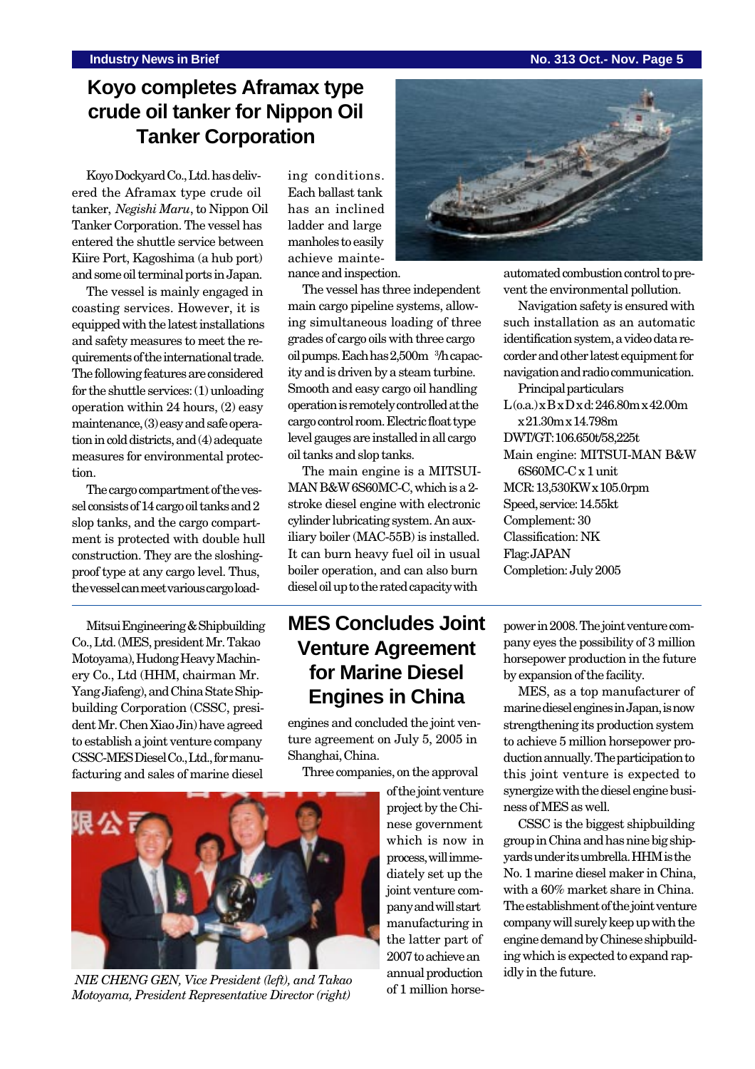# Koyo completes Aframax type crude oil tanker for Nippon Oil Tanker Corporation

Koyo Dockyard Co., Ltd. has delivered the Aframax type crude oil tanker, *Negishi Maru*, to Nippon Oil Tanker Corporation. The vessel has entered the shuttle service between Kiire Port, Kagoshima (a hub port) and some oil terminal ports in Japan.

The vessel is mainly engaged in coasting services. However, it is equipped with the latest installations and safety measures to meet the requirements of the international trade. The following features are considered for the shuttle services: (1) unloading operation within 24 hours, (2) easy maintenance, (3) easy and safe operation in cold districts, and (4) adequate measures for environmental protection.

The cargo compartment of the vessel consists of 14 cargo oil tanks and 2 slop tanks, and the cargo compartment is protected with double hull construction. They are the sloshing-proof type at any cargo level. Thus, the vessel can meet various cargo loading conditions. Each ballast tank has an inclined ladder and large manholes to easily achieve maintenance and inspection.

The vessel has three independent main cargo pipeline systems, allowing simultaneous loading of three grades of cargo oils with three cargo oil pumps. Each has 2,500m $^3$/h capacity and is driven by a steam turbine. Smooth and easy cargo oil handling operation is remotely controlled at the cargo control room. Electric float type level gauges are installed in all cargo oil tanks and slop tanks.

The main engine is a MITSUI-MAN B&W 6S60MC-C, which is a 2-stroke diesel engine with electronic cylinder lubricating system. An auxiliary boiler (MAC-55B) is installed. It can burn heavy fuel oil in usual boiler operation, and can also burn diesel oil up to the rated capacity with automated combustion control to prevent the environmental pollution.

Navigation safety is ensured with such installation as an automatic identification system, a video data recorder and other latest equipment for navigation and radio communication.

Principal particulars

L (o.a.) x B x D x d: 246.80m x 42.00m x 21.30m x 14.798m
DWT/GT: 106.650t/58,225t
Main engine: MITSUI-MAN B&W 6S60MC-C x 1 unit
MCR: 13,530KW x 105.0rpm
Speed, service: 14.55kt
Complement: 30
Classification: NK
Flag: JAPAN
Completion: July 2005

# MES Concludes Joint Venture Agreement for Marine Diesel Engines in China

Mitsui Engineering & Shipbuilding Co., Ltd. (MES, president Mr. Takao Motoyama), Hudong Heavy Machinery Co., Ltd (HHM, chairman Mr. Yang Jiafeng), and China State Shipbuilding Corporation (CSSC, president Mr. Chen Xiao Jin) have agreed to establish a joint venture company CSSC-MES Diesel Co., Ltd., for manufacturing and sales of marine diesel engines and concluded the joint venture agreement on July 5, 2005 in Shanghai, China.

Three companies, on the approval of the joint venture project by the Chinese government which is now in process, will immediately set up the joint venture company and will start manufacturing in the latter part of 2007 to achieve an annual production of 1 million horsepower in 2008. The joint venture company eyes the possibility of 3 million horsepower production in the future by expansion of the facility.

*NIE CHENG GEN, Vice President (left), and Takao Motoyama, President Representative Director (right)*

MES, as a top manufacturer of marine diesel engines in Japan, is now strengthening its production system to achieve 5 million horsepower production annually. The participation to this joint venture is expected to synergize with the diesel engine business of MES as well.

CSSC is the biggest shipbuilding group in China and has nine big shipyards under its umbrella. HHM is the No. 1 marine diesel maker in China, with a 60% market share in China. The establishment of the joint venture company will surely keep up with the engine demand by Chinese shipbuilding which is expected to expand rapidly in the future.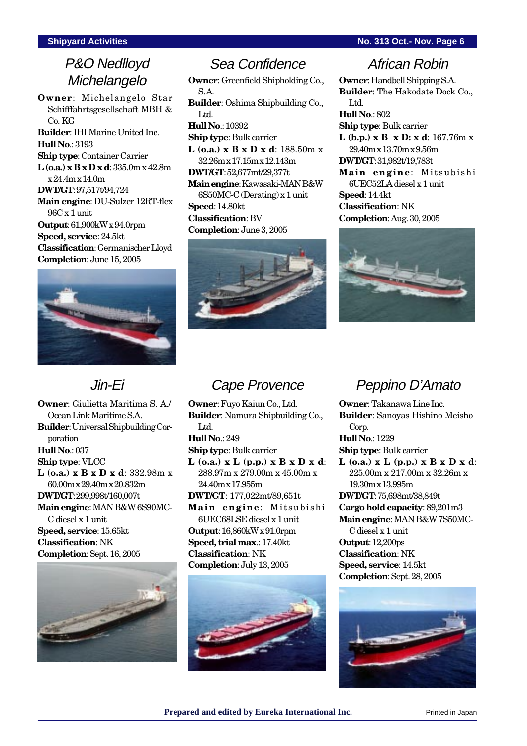## P&O Nedlloyd Michelangelo

**Owner**: Michelangelo Star Schifffahrtsgesellschaft MBH & Co. KG
**Builder**: IHI Marine United Inc.
**Hull No.**: 3193
**Ship type**: Container Carrier
**L (o.a.) x B x D x d**: 335.0m x 42.8m x 24.4m x 14.0m
**DWT/GT**: 97,517t/94,724
**Main engine**: DU-Sulzer 12RT-flex 96C x 1 unit
**Output**: 61,900kW x 94.0rpm
**Speed, service**: 24.5kt
**Classification**: Germanischer Lloyd
**Completion**: June 15, 2005

## Sea Confidence

**Owner**: Greenfield Shipholding Co., S.A.
**Builder**: Oshima Shipbuilding Co., Ltd.
**Hull No.**: 10392
**Ship type**: Bulk carrier
**L (o.a.) x B x D x d**: 188.50m x 32.26m x 17.15m x 12.143m
**DWT/GT**: 52,677mt/29,377t
**Main engine**: Kawasaki-MAN B&W 6S50MC-C (Derating) x 1 unit
**Speed**: 14.80kt
**Classification**: BV
**Completion**: June 3, 2005

## African Robin

**Owner**: Handbell Shipping S.A.
**Builder**: The Hakodate Dock Co., Ltd.
**Hull No.**: 802
**Ship type**: Bulk carrier
**L (b.p.) x B x D: x d**: 167.76m x 29.40m x 13.70m x 9.56m
**DWT/GT**: 31,982t/19,783t
**Main engine**: Mitsubishi 6UEC52LA diesel x 1 unit
**Speed**: 14.4kt
**Classification**: NK
**Completion**: Aug. 30, 2005

## Jin-Ei

**Owner**: Giulietta Maritima S. A./ Ocean Link Maritime S.A.
**Builder**: Universal Shipbuilding Corporation
**Hull No.**: 037
**Ship type**: VLCC
**L (o.a.) x B x D x d**: 332.98m x 60.00m x 29.40m x 20.832m
**DWT/GT**: 299,998t/160,007t
**Main engine**: MAN B&W 6S90MC-C diesel x 1 unit
**Speed, service**: 15.65kt
**Classification**: NK
**Completion**: Sept. 16, 2005

## Cape Provence

**Owner**: Fuyo Kaiun Co., Ltd.
**Builder**: Namura Shipbuilding Co., Ltd.
**Hull No.**: 249
**Ship type**: Bulk carrier
**L (o.a.) x L (p.p.) x B x D x d**: 288.97m x 279.00m x 45.00m x 24.40m x 17.955m
**DWT/GT**: 177,022mt/89,651t
**Main engine**: Mitsubishi 6UEC68LSE diesel x 1 unit
**Output**: 16,860kW x 91.0rpm
**Speed, trial max.**: 17.40kt
**Classification**: NK
**Completion**: July 13, 2005

## Peppino D'Amato

**Owner**: Takanawa Line Inc.
**Builder**: Sanoyas Hishino Meisho Corp.
**Hull No.**: 1229
**Ship type**: Bulk carrier
**L (o.a.) x L (p.p.) x B x D x d**: 225.00m x 217.00m x 32.26m x 19.30m x 13.995m
**DWT/GT**: 75,698mt/38,849t
**Cargo hold capacity**: 89,201m3
**Main engine**: MAN B&W 7S50MC-C diesel x 1 unit
**Output**: 12,200ps
**Classification**: NK
**Speed, service**: 14.5kt
**Completion**: Sept. 28, 2005

**Prepared and edited by Eureka International Inc.**

Printed in Japan